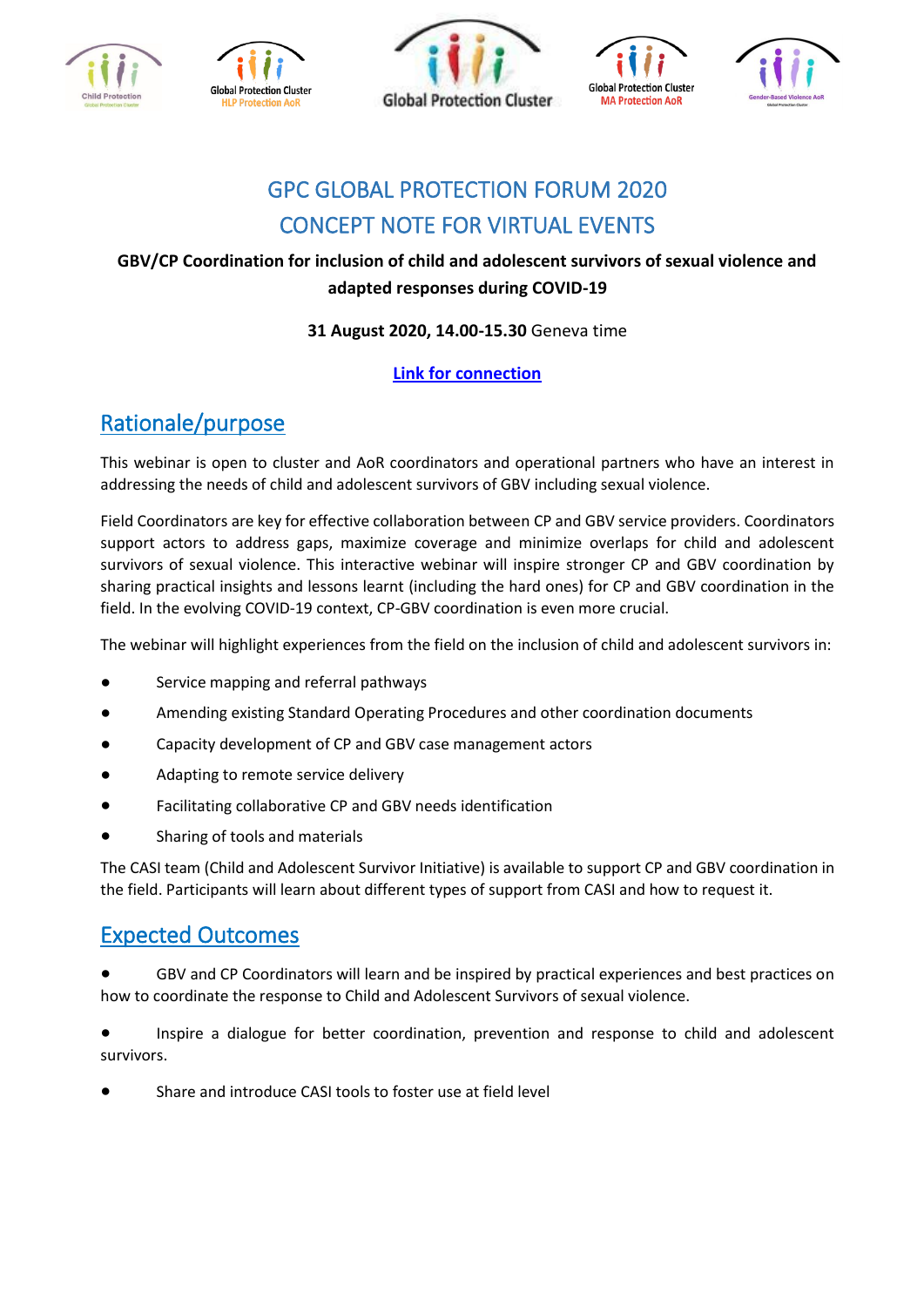# GPC GLOBAL PROTECTION FORUM 2020
# CONCEPT NOTE FOR VIRTUAL EVENTS

**GBV/CP Coordination for inclusion of child and adolescent survivors of sexual violence and adapted responses during COVID-19**

**31 August 2020, 14.00-15.30** Geneva time

**Link for connection**

## Rationale/purpose

This webinar is open to cluster and AoR coordinators and operational partners who have an interest in addressing the needs of child and adolescent survivors of GBV including sexual violence.

Field Coordinators are key for effective collaboration between CP and GBV service providers. Coordinators support actors to address gaps, maximize coverage and minimize overlaps for child and adolescent survivors of sexual violence. This interactive webinar will inspire stronger CP and GBV coordination by sharing practical insights and lessons learnt (including the hard ones) for CP and GBV coordination in the field. In the evolving COVID-19 context, CP-GBV coordination is even more crucial.

The webinar will highlight experiences from the field on the inclusion of child and adolescent survivors in:

- Service mapping and referral pathways
- Amending existing Standard Operating Procedures and other coordination documents
- Capacity development of CP and GBV case management actors
- Adapting to remote service delivery
- Facilitating collaborative CP and GBV needs identification
- Sharing of tools and materials

The CASI team (Child and Adolescent Survivor Initiative) is available to support CP and GBV coordination in the field. Participants will learn about different types of support from CASI and how to request it.

## Expected Outcomes

- GBV and CP Coordinators will learn and be inspired by practical experiences and best practices on how to coordinate the response to Child and Adolescent Survivors of sexual violence.
- Inspire a dialogue for better coordination, prevention and response to child and adolescent survivors.
- Share and introduce CASI tools to foster use at field level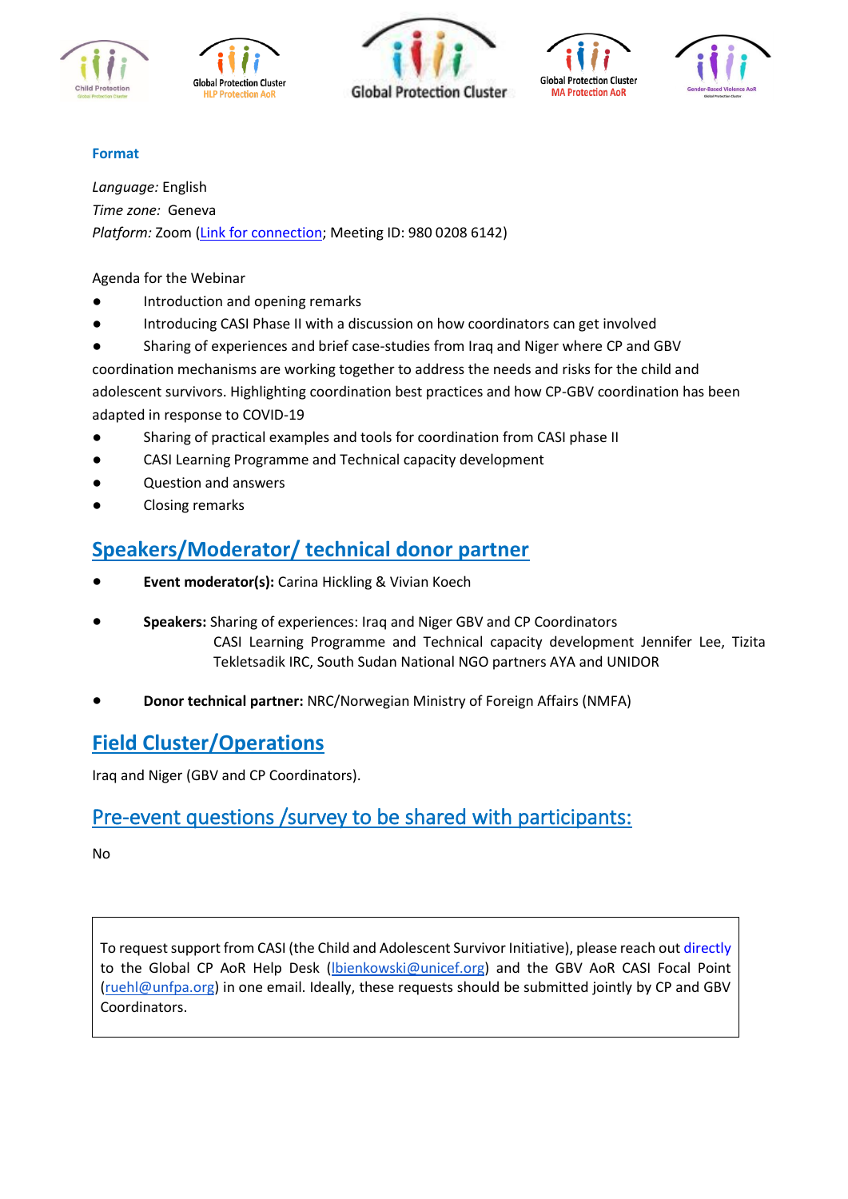### Format

*Language:* English
*Time zone:* Geneva
*Platform:* Zoom (Link for connection; Meeting ID: 980 0208 6142)

Agenda for the Webinar

- Introduction and opening remarks
- Introducing CASI Phase II with a discussion on how coordinators can get involved
- Sharing of experiences and brief case-studies from Iraq and Niger where CP and GBV coordination mechanisms are working together to address the needs and risks for the child and adolescent survivors. Highlighting coordination best practices and how CP-GBV coordination has been adapted in response to COVID-19
- Sharing of practical examples and tools for coordination from CASI phase II
- CASI Learning Programme and Technical capacity development
- Question and answers
- Closing remarks

## Speakers/Moderator/ technical donor partner

- **Event moderator(s):** Carina Hickling & Vivian Koech
- **Speakers:** Sharing of experiences: Iraq and Niger GBV and CP Coordinators
  CASI Learning Programme and Technical capacity development Jennifer Lee, Tizita Tekletsadik IRC, South Sudan National NGO partners AYA and UNIDOR
- **Donor technical partner:** NRC/Norwegian Ministry of Foreign Affairs (NMFA)

## Field Cluster/Operations

Iraq and Niger (GBV and CP Coordinators).

## Pre-event questions /survey to be shared with participants:

No

To request support from CASI (the Child and Adolescent Survivor Initiative), please reach out directly to the Global CP AoR Help Desk (lbienkowski@unicef.org) and the GBV AoR CASI Focal Point (ruehl@unfpa.org) in one email. Ideally, these requests should be submitted jointly by CP and GBV Coordinators.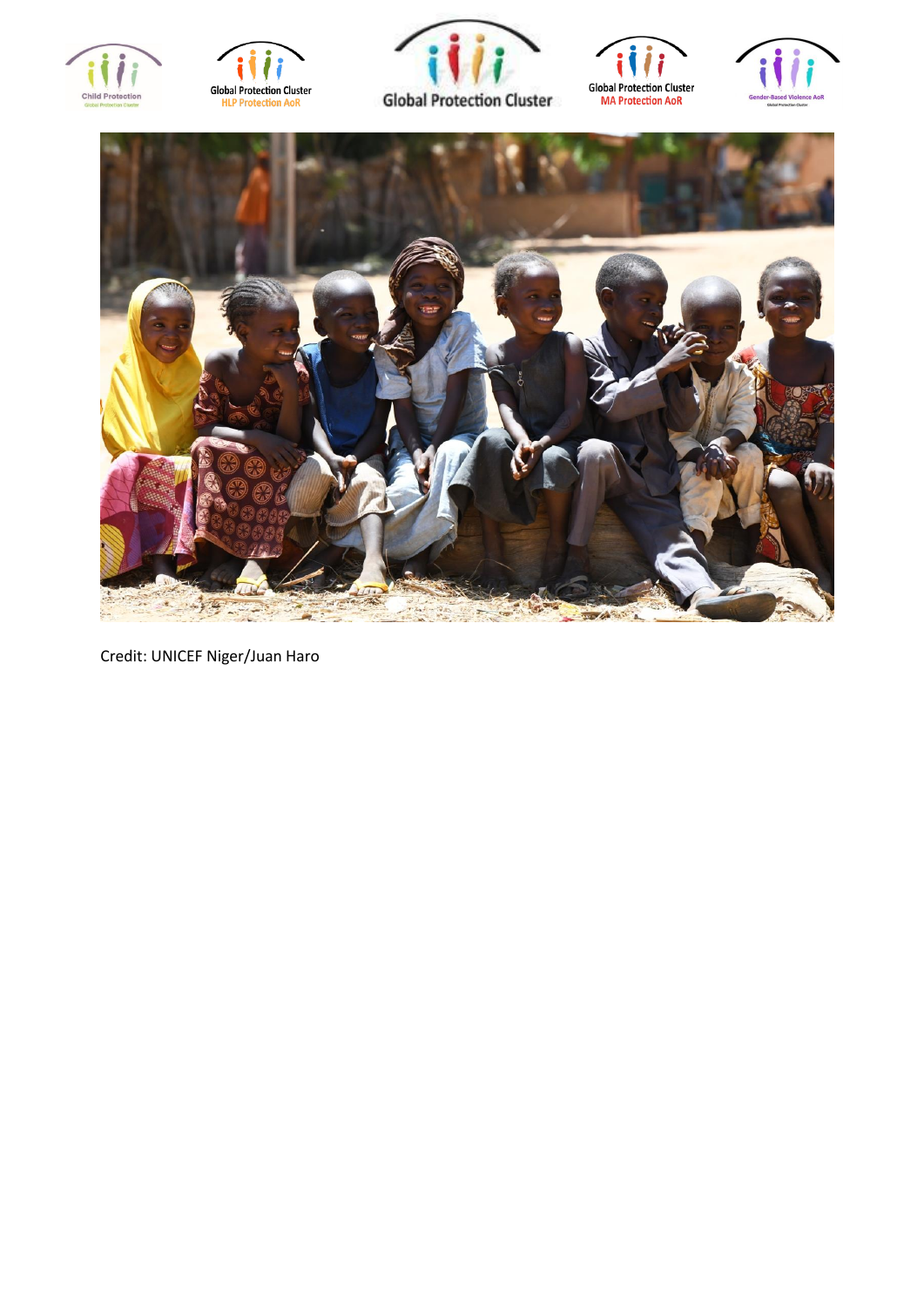Credit: UNICEF Niger/Juan Haro